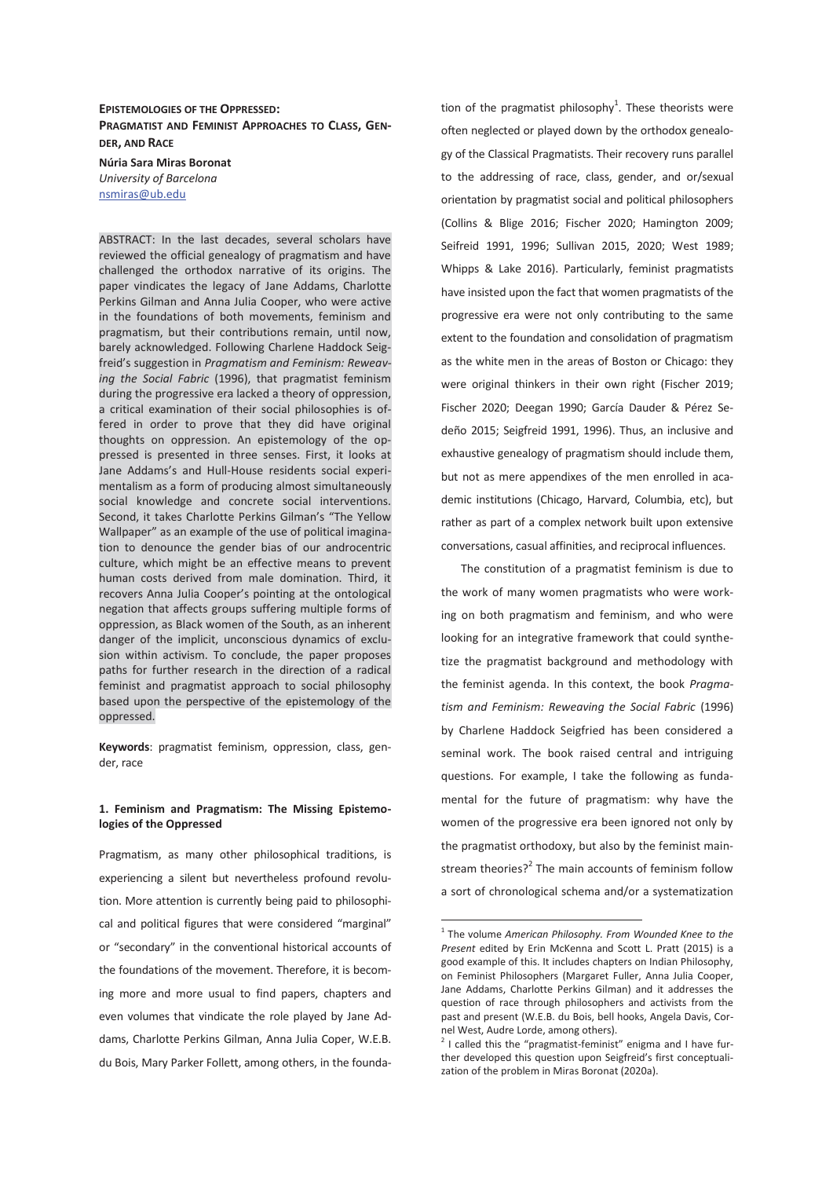**EPISTEMOLOGIES OF THE OPPRESSED: PRAGMATIST AND FEMINIST APPROACHES TO CLASS, GENDER, AND RACE**

**Núria Sara Miras Boronat**
*University of Barcelona*
nsmiras@ub.edu

ABSTRACT: In the last decades, several scholars have reviewed the official genealogy of pragmatism and have challenged the orthodox narrative of its origins. The paper vindicates the legacy of Jane Addams, Charlotte Perkins Gilman and Anna Julia Cooper, who were active in the foundations of both movements, feminism and pragmatism, but their contributions remain, until now, barely acknowledged. Following Charlene Haddock Seigfreid's suggestion in *Pragmatism and Feminism: Reweaving the Social Fabric* (1996), that pragmatist feminism during the progressive era lacked a theory of oppression, a critical examination of their social philosophies is offered in order to prove that they did have original thoughts on oppression. An epistemology of the oppressed is presented in three senses. First, it looks at Jane Addams's and Hull-House residents social experimentalism as a form of producing almost simultaneously social knowledge and concrete social interventions. Second, it takes Charlotte Perkins Gilman's "The Yellow Wallpaper" as an example of the use of political imagination to denounce the gender bias of our androcentric culture, which might be an effective means to prevent human costs derived from male domination. Third, it recovers Anna Julia Cooper's pointing at the ontological negation that affects groups suffering multiple forms of oppression, as Black women of the South, as an inherent danger of the implicit, unconscious dynamics of exclusion within activism. To conclude, the paper proposes paths for further research in the direction of a radical feminist and pragmatist approach to social philosophy based upon the perspective of the epistemology of the oppressed.

**Keywords**: pragmatist feminism, oppression, class, gender, race

## 1. Feminism and Pragmatism: The Missing Epistemologies of the Oppressed

Pragmatism, as many other philosophical traditions, is experiencing a silent but nevertheless profound revolution. More attention is currently being paid to philosophical and political figures that were considered "marginal" or "secondary" in the conventional historical accounts of the foundations of the movement. Therefore, it is becoming more and more usual to find papers, chapters and even volumes that vindicate the role played by Jane Addams, Charlotte Perkins Gilman, Anna Julia Coper, W.E.B. du Bois, Mary Parker Follett, among others, in the foundation of the pragmatist philosophy[1]. These theorists were often neglected or played down by the orthodox genealogy of the Classical Pragmatists. Their recovery runs parallel to the addressing of race, class, gender, and or/sexual orientation by pragmatist social and political philosophers (Collins & Blige 2016; Fischer 2020; Hamington 2009; Seifreid 1991, 1996; Sullivan 2015, 2020; West 1989; Whipps & Lake 2016). Particularly, feminist pragmatists have insisted upon the fact that women pragmatists of the progressive era were not only contributing to the same extent to the foundation and consolidation of pragmatism as the white men in the areas of Boston or Chicago: they were original thinkers in their own right (Fischer 2019; Fischer 2020; Deegan 1990; García Dauder & Pérez Sedeño 2015; Seigfreid 1991, 1996). Thus, an inclusive and exhaustive genealogy of pragmatism should include them, but not as mere appendixes of the men enrolled in academic institutions (Chicago, Harvard, Columbia, etc), but rather as part of a complex network built upon extensive conversations, casual affinities, and reciprocal influences.

The constitution of a pragmatist feminism is due to the work of many women pragmatists who were working on both pragmatism and feminism, and who were looking for an integrative framework that could synthetize the pragmatist background and methodology with the feminist agenda. In this context, the book *Pragmatism and Feminism: Reweaving the Social Fabric* (1996) by Charlene Haddock Seigfried has been considered a seminal work. The book raised central and intriguing questions. For example, I take the following as fundamental for the future of pragmatism: why have the women of the progressive era been ignored not only by the pragmatist orthodoxy, but also by the feminist mainstream theories?[2] The main accounts of feminism follow a sort of chronological schema and/or a systematization

---

[1] The volume *American Philosophy. From Wounded Knee to the Present* edited by Erin McKenna and Scott L. Pratt (2015) is a good example of this. It includes chapters on Indian Philosophy, on Feminist Philosophers (Margaret Fuller, Anna Julia Cooper, Jane Addams, Charlotte Perkins Gilman) and it addresses the question of race through philosophers and activists from the past and present (W.E.B. du Bois, bell hooks, Angela Davis, Cornel West, Audre Lorde, among others).

[2] I called this the "pragmatist-feminist" enigma and I have further developed this question upon Seigfreid's first conceptualization of the problem in Miras Boronat (2020a).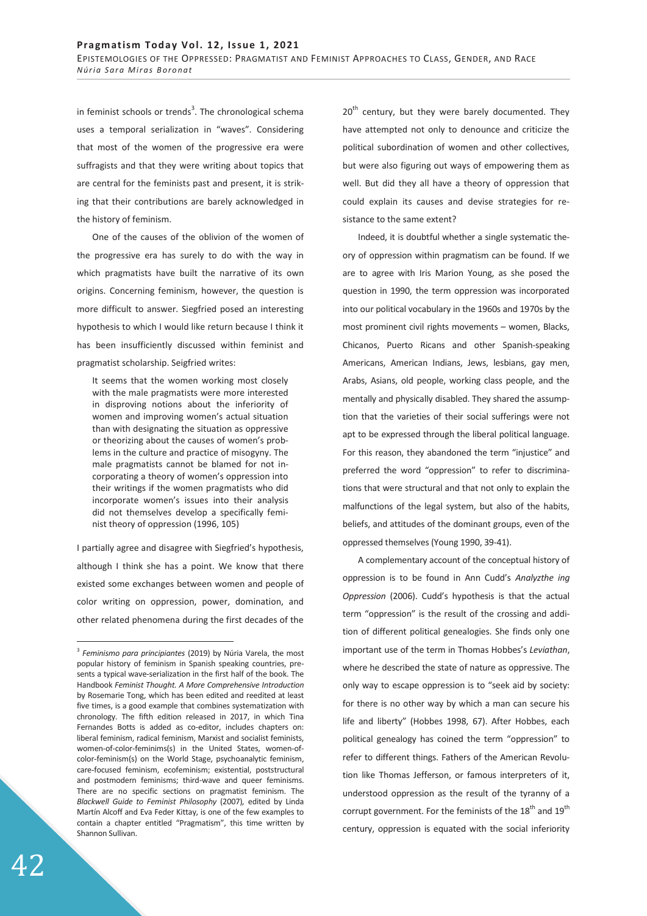in feminist schools or trends[3]. The chronological schema uses a temporal serialization in "waves". Considering that most of the women of the progressive era were suffragists and that they were writing about topics that are central for the feminists past and present, it is striking that their contributions are barely acknowledged in the history of feminism.

One of the causes of the oblivion of the women of the progressive era has surely to do with the way in which pragmatists have built the narrative of its own origins. Concerning feminism, however, the question is more difficult to answer. Siegfried posed an interesting hypothesis to which I would like return because I think it has been insufficiently discussed within feminist and pragmatist scholarship. Seigfried writes:

> It seems that the women working most closely with the male pragmatists were more interested in disproving notions about the inferiority of women and improving women's actual situation than with designating the situation as oppressive or theorizing about the causes of women's problems in the culture and practice of misogyny. The male pragmatists cannot be blamed for not incorporating a theory of women's oppression into their writings if the women pragmatists who did incorporate women's issues into their analysis did not themselves develop a specifically feminist theory of oppression (1996, 105)

I partially agree and disagree with Siegfried's hypothesis, although I think she has a point. We know that there existed some exchanges between women and people of color writing on oppression, power, domination, and other related phenomena during the first decades of the 20th century, but they were barely documented. They have attempted not only to denounce and criticize the political subordination of women and other collectives, but were also figuring out ways of empowering them as well. But did they all have a theory of oppression that could explain its causes and devise strategies for resistance to the same extent?

Indeed, it is doubtful whether a single systematic theory of oppression within pragmatism can be found. If we are to agree with Iris Marion Young, as she posed the question in 1990, the term oppression was incorporated into our political vocabulary in the 1960s and 1970s by the most prominent civil rights movements – women, Blacks, Chicanos, Puerto Ricans and other Spanish-speaking Americans, American Indians, Jews, lesbians, gay men, Arabs, Asians, old people, working class people, and the mentally and physically disabled. They shared the assumption that the varieties of their social sufferings were not apt to be expressed through the liberal political language. For this reason, they abandoned the term "injustice" and preferred the word "oppression" to refer to discriminations that were structural and that not only to explain the malfunctions of the legal system, but also of the habits, beliefs, and attitudes of the dominant groups, even of the oppressed themselves (Young 1990, 39-41).

A complementary account of the conceptual history of oppression is to be found in Ann Cudd's *Analyzthe ing Oppression* (2006). Cudd's hypothesis is that the actual term "oppression" is the result of the crossing and addition of different political genealogies. She finds only one important use of the term in Thomas Hobbes's *Leviathan*, where he described the state of nature as oppressive. The only way to escape oppression is to "seek aid by society: for there is no other way by which a man can secure his life and liberty" (Hobbes 1998, 67). After Hobbes, each political genealogy has coined the term "oppression" to refer to different things. Fathers of the American Revolution like Thomas Jefferson, or famous interpreters of it, understood oppression as the result of the tyranny of a corrupt government. For the feminists of the 18th and 19th century, oppression is equated with the social inferiority

---

[3] *Feminismo para principiantes* (2019) by Núria Varela, the most popular history of feminism in Spanish speaking countries, presents a typical wave-serialization in the first half of the book. The Handbook *Feminist Thought. A More Comprehensive Introduction* by Rosemarie Tong, which has been edited and reedited at least five times, is a good example that combines systematization with chronology. The fifth edition released in 2017, in which Tina Fernandes Botts is added as co-editor, includes chapters on: liberal feminism, radical feminism, Marxist and socialist feminists, women-of-color-feminims(s) in the United States, women-of-color-feminism(s) on the World Stage, psychoanalytic feminism, care-focused feminism, ecofeminism; existential, poststructural and postmodern feminisms; third-wave and queer feminisms. There are no specific sections on pragmatist feminism. The *Blackwell Guide to Feminist Philosophy* (2007), edited by Linda Martín Alcoff and Eva Feder Kittay, is one of the few examples to contain a chapter entitled "Pragmatism", this time written by Shannon Sullivan.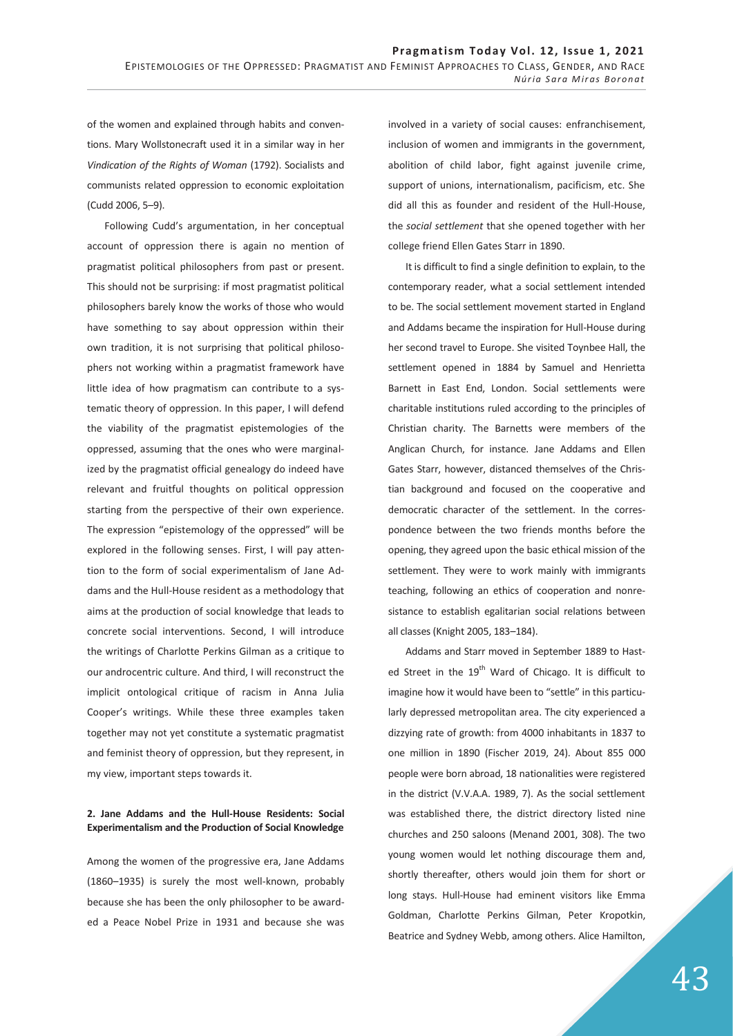of the women and explained through habits and conventions. Mary Wollstonecraft used it in a similar way in her *Vindication of the Rights of Woman* (1792). Socialists and communists related oppression to economic exploitation (Cudd 2006, 5–9).

Following Cudd's argumentation, in her conceptual account of oppression there is again no mention of pragmatist political philosophers from past or present. This should not be surprising: if most pragmatist political philosophers barely know the works of those who would have something to say about oppression within their own tradition, it is not surprising that political philosophers not working within a pragmatist framework have little idea of how pragmatism can contribute to a systematic theory of oppression. In this paper, I will defend the viability of the pragmatist epistemologies of the oppressed, assuming that the ones who were marginalized by the pragmatist official genealogy do indeed have relevant and fruitful thoughts on political oppression starting from the perspective of their own experience. The expression "epistemology of the oppressed" will be explored in the following senses. First, I will pay attention to the form of social experimentalism of Jane Addams and the Hull-House resident as a methodology that aims at the production of social knowledge that leads to concrete social interventions. Second, I will introduce the writings of Charlotte Perkins Gilman as a critique to our androcentric culture. And third, I will reconstruct the implicit ontological critique of racism in Anna Julia Cooper's writings. While these three examples taken together may not yet constitute a systematic pragmatist and feminist theory of oppression, but they represent, in my view, important steps towards it.

## 2. Jane Addams and the Hull-House Residents: Social Experimentalism and the Production of Social Knowledge

Among the women of the progressive era, Jane Addams (1860–1935) is surely the most well-known, probably because she has been the only philosopher to be awarded a Peace Nobel Prize in 1931 and because she was involved in a variety of social causes: enfranchisement, inclusion of women and immigrants in the government, abolition of child labor, fight against juvenile crime, support of unions, internationalism, pacificism, etc. She did all this as founder and resident of the Hull-House, the *social settlement* that she opened together with her college friend Ellen Gates Starr in 1890.

It is difficult to find a single definition to explain, to the contemporary reader, what a social settlement intended to be. The social settlement movement started in England and Addams became the inspiration for Hull-House during her second travel to Europe. She visited Toynbee Hall, the settlement opened in 1884 by Samuel and Henrietta Barnett in East End, London. Social settlements were charitable institutions ruled according to the principles of Christian charity. The Barnetts were members of the Anglican Church, for instance. Jane Addams and Ellen Gates Starr, however, distanced themselves of the Christian background and focused on the cooperative and democratic character of the settlement. In the correspondence between the two friends months before the opening, they agreed upon the basic ethical mission of the settlement. They were to work mainly with immigrants teaching, following an ethics of cooperation and nonresistance to establish egalitarian social relations between all classes (Knight 2005, 183–184).

Addams and Starr moved in September 1889 to Hasted Street in the 19th Ward of Chicago. It is difficult to imagine how it would have been to "settle" in this particularly depressed metropolitan area. The city experienced a dizzying rate of growth: from 4000 inhabitants in 1837 to one million in 1890 (Fischer 2019, 24). About 855 000 people were born abroad, 18 nationalities were registered in the district (V.V.A.A. 1989, 7). As the social settlement was established there, the district directory listed nine churches and 250 saloons (Menand 2001, 308). The two young women would let nothing discourage them and, shortly thereafter, others would join them for short or long stays. Hull-House had eminent visitors like Emma Goldman, Charlotte Perkins Gilman, Peter Kropotkin, Beatrice and Sydney Webb, among others. Alice Hamilton,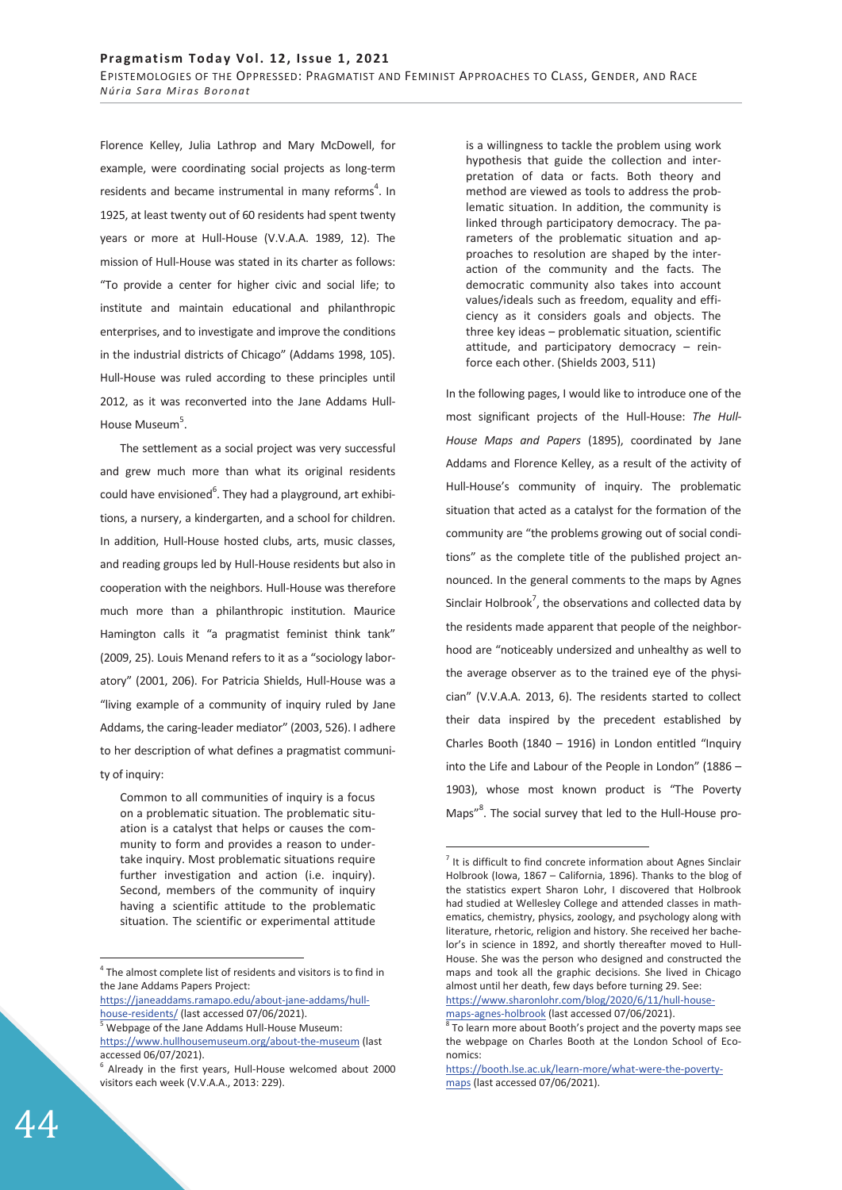Florence Kelley, Julia Lathrop and Mary McDowell, for example, were coordinating social projects as long-term residents and became instrumental in many reforms[4]. In 1925, at least twenty out of 60 residents had spent twenty years or more at Hull-House (V.V.A.A. 1989, 12). The mission of Hull-House was stated in its charter as follows: "To provide a center for higher civic and social life; to institute and maintain educational and philanthropic enterprises, and to investigate and improve the conditions in the industrial districts of Chicago" (Addams 1998, 105). Hull-House was ruled according to these principles until 2012, as it was reconverted into the Jane Addams Hull-House Museum[5].

The settlement as a social project was very successful and grew much more than what its original residents could have envisioned[6]. They had a playground, art exhibitions, a nursery, a kindergarten, and a school for children. In addition, Hull-House hosted clubs, arts, music classes, and reading groups led by Hull-House residents but also in cooperation with the neighbors. Hull-House was therefore much more than a philanthropic institution. Maurice Hamington calls it "a pragmatist feminist think tank" (2009, 25). Louis Menand refers to it as a "sociology laboratory" (2001, 206). For Patricia Shields, Hull-House was a "living example of a community of inquiry ruled by Jane Addams, the caring-leader mediator" (2003, 526). I adhere to her description of what defines a pragmatist community of inquiry:

> Common to all communities of inquiry is a focus on a problematic situation. The problematic situation is a catalyst that helps or causes the community to form and provides a reason to undertake inquiry. Most problematic situations require further investigation and action (i.e. inquiry). Second, members of the community of inquiry having a scientific attitude to the problematic situation. The scientific or experimental attitude is a willingness to tackle the problem using work hypothesis that guide the collection and interpretation of data or facts. Both theory and method are viewed as tools to address the problematic situation. In addition, the community is linked through participatory democracy. The parameters of the problematic situation and approaches to resolution are shaped by the interaction of the community and the facts. The democratic community also takes into account values/ideals such as freedom, equality and efficiency as it considers goals and objects. The three key ideas – problematic situation, scientific attitude, and participatory democracy – reinforce each other. (Shields 2003, 511)

In the following pages, I would like to introduce one of the most significant projects of the Hull-House: *The Hull-House Maps and Papers* (1895), coordinated by Jane Addams and Florence Kelley, as a result of the activity of Hull-House's community of inquiry. The problematic situation that acted as a catalyst for the formation of the community are "the problems growing out of social conditions" as the complete title of the published project announced. In the general comments to the maps by Agnes Sinclair Holbrook[7], the observations and collected data by the residents made apparent that people of the neighborhood are "noticeably undersized and unhealthy as well to the average observer as to the trained eye of the physician" (V.V.A.A. 2013, 6). The residents started to collect their data inspired by the precedent established by Charles Booth (1840 – 1916) in London entitled "Inquiry into the Life and Labour of the People in London" (1886 – 1903), whose most known product is "The Poverty Maps"[8]. The social survey that led to the Hull-House pro-

---

[4] The almost complete list of residents and visitors is to find in the Jane Addams Papers Project: https://janeaddams.ramapo.edu/about-jane-addams/hull-house-residents/ (last accessed 07/06/2021).

[5] Webpage of the Jane Addams Hull-House Museum: https://www.hullhousemuseum.org/about-the-museum (last accessed 06/07/2021).

[6] Already in the first years, Hull-House welcomed about 2000 visitors each week (V.V.A.A., 2013: 229).

[7] It is difficult to find concrete information about Agnes Sinclair Holbrook (Iowa, 1867 – California, 1896). Thanks to the blog of the statistics expert Sharon Lohr, I discovered that Holbrook had studied at Wellesley College and attended classes in mathematics, chemistry, physics, zoology, and psychology along with literature, rhetoric, religion and history. She received her bachelor's in science in 1892, and shortly thereafter moved to Hull-House. She was the person who designed and constructed the maps and took all the graphic decisions. She lived in Chicago almost until her death, few days before turning 29. See: https://www.sharonlohr.com/blog/2020/6/11/hull-house-maps-agnes-holbrook (last accessed 07/06/2021).

[8] To learn more about Booth's project and the poverty maps see the webpage on Charles Booth at the London School of Economics: https://booth.lse.ac.uk/learn-more/what-were-the-poverty-maps (last accessed 07/06/2021).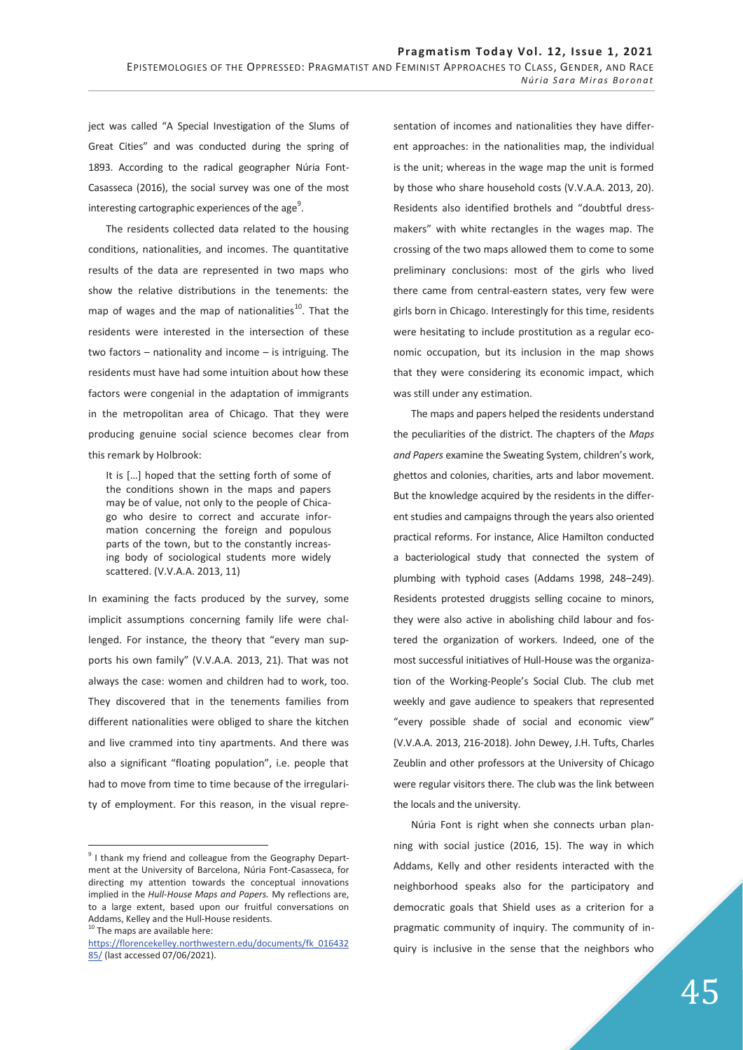ject was called "A Special Investigation of the Slums of Great Cities" and was conducted during the spring of 1893. According to the radical geographer Núria Font-Casasseca (2016), the social survey was one of the most interesting cartographic experiences of the age[9].

The residents collected data related to the housing conditions, nationalities, and incomes. The quantitative results of the data are represented in two maps who show the relative distributions in the tenements: the map of wages and the map of nationalities[10]. That the residents were interested in the intersection of these two factors – nationality and income – is intriguing. The residents must have had some intuition about how these factors were congenial in the adaptation of immigrants in the metropolitan area of Chicago. That they were producing genuine social science becomes clear from this remark by Holbrook:

> It is […] hoped that the setting forth of some of the conditions shown in the maps and papers may be of value, not only to the people of Chicago who desire to correct and accurate information concerning the foreign and populous parts of the town, but to the constantly increasing body of sociological students more widely scattered. (V.V.A.A. 2013, 11)

In examining the facts produced by the survey, some implicit assumptions concerning family life were challenged. For instance, the theory that "every man supports his own family" (V.V.A.A. 2013, 21). That was not always the case: women and children had to work, too. They discovered that in the tenements families from different nationalities were obliged to share the kitchen and live crammed into tiny apartments. And there was also a significant "floating population", i.e. people that had to move from time to time because of the irregularity of employment. For this reason, in the visual representation of incomes and nationalities they have different approaches: in the nationalities map, the individual is the unit; whereas in the wage map the unit is formed by those who share household costs (V.V.A.A. 2013, 20). Residents also identified brothels and "doubtful dressmakers" with white rectangles in the wages map. The crossing of the two maps allowed them to come to some preliminary conclusions: most of the girls who lived there came from central-eastern states, very few were girls born in Chicago. Interestingly for this time, residents were hesitating to include prostitution as a regular economic occupation, but its inclusion in the map shows that they were considering its economic impact, which was still under any estimation.

The maps and papers helped the residents understand the peculiarities of the district. The chapters of the *Maps and Papers* examine the Sweating System, children's work, ghettos and colonies, charities, arts and labor movement. But the knowledge acquired by the residents in the different studies and campaigns through the years also oriented practical reforms. For instance, Alice Hamilton conducted a bacteriological study that connected the system of plumbing with typhoid cases (Addams 1998, 248–249). Residents protested druggists selling cocaine to minors, they were also active in abolishing child labour and fostered the organization of workers. Indeed, one of the most successful initiatives of Hull-House was the organization of the Working-People's Social Club. The club met weekly and gave audience to speakers that represented "every possible shade of social and economic view" (V.V.A.A. 2013, 216-2018). John Dewey, J.H. Tufts, Charles Zeublin and other professors at the University of Chicago were regular visitors there. The club was the link between the locals and the university.

Núria Font is right when she connects urban planning with social justice (2016, 15). The way in which Addams, Kelly and other residents interacted with the neighborhood speaks also for the participatory and democratic goals that Shield uses as a criterion for a pragmatic community of inquiry. The community of inquiry is inclusive in the sense that the neighbors who

---

[9] I thank my friend and colleague from the Geography Department at the University of Barcelona, Núria Font-Casasseca, for directing my attention towards the conceptual innovations implied in the *Hull-House Maps and Papers.* My reflections are, to a large extent, based upon our fruitful conversations on Addams, Kelley and the Hull-House residents.

[10] The maps are available here: https://florencekelley.northwestern.edu/documents/fk_01643285/ (last accessed 07/06/2021).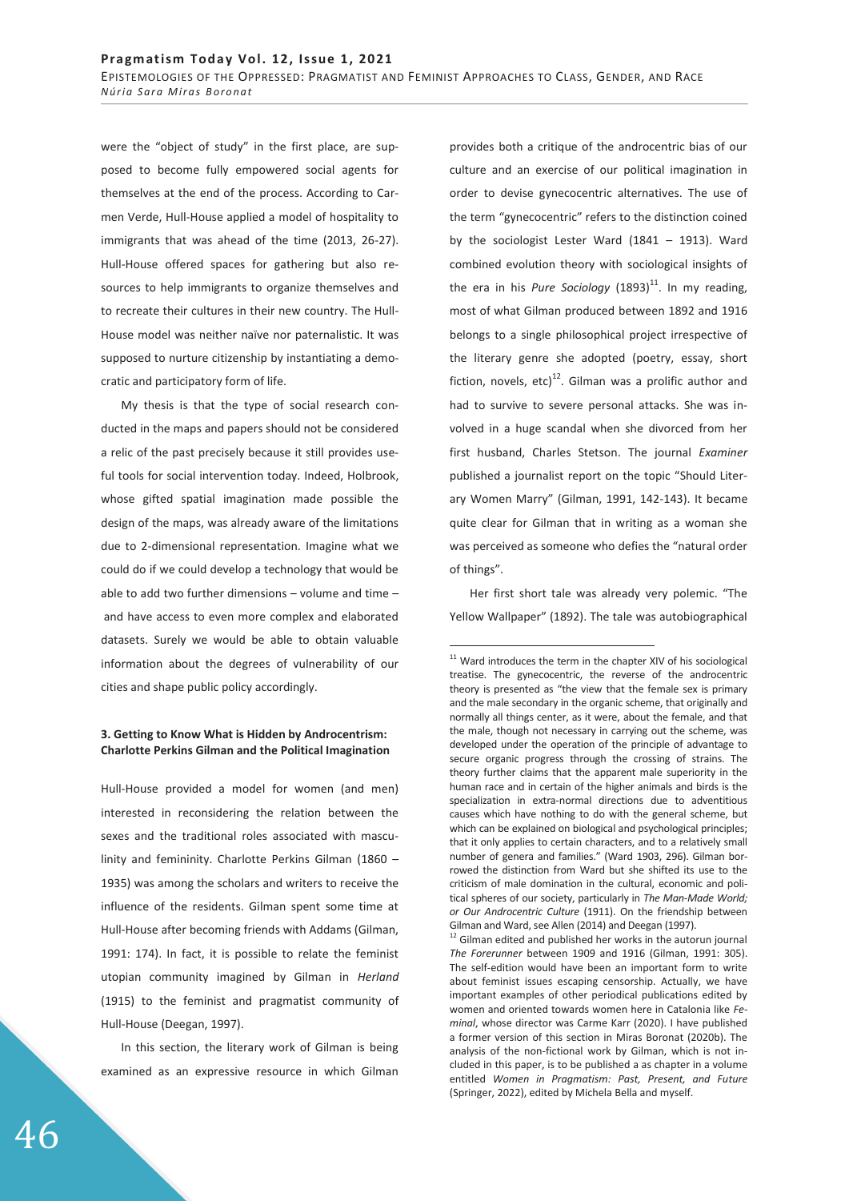were the "object of study" in the first place, are supposed to become fully empowered social agents for themselves at the end of the process. According to Carmen Verde, Hull-House applied a model of hospitality to immigrants that was ahead of the time (2013, 26-27). Hull-House offered spaces for gathering but also resources to help immigrants to organize themselves and to recreate their cultures in their new country. The Hull-House model was neither naïve nor paternalistic. It was supposed to nurture citizenship by instantiating a democratic and participatory form of life.

My thesis is that the type of social research conducted in the maps and papers should not be considered a relic of the past precisely because it still provides useful tools for social intervention today. Indeed, Holbrook, whose gifted spatial imagination made possible the design of the maps, was already aware of the limitations due to 2-dimensional representation. Imagine what we could do if we could develop a technology that would be able to add two further dimensions – volume and time – and have access to even more complex and elaborated datasets. Surely we would be able to obtain valuable information about the degrees of vulnerability of our cities and shape public policy accordingly.

### 3. Getting to Know What is Hidden by Androcentrism: Charlotte Perkins Gilman and the Political Imagination

Hull-House provided a model for women (and men) interested in reconsidering the relation between the sexes and the traditional roles associated with masculinity and femininity. Charlotte Perkins Gilman (1860 – 1935) was among the scholars and writers to receive the influence of the residents. Gilman spent some time at Hull-House after becoming friends with Addams (Gilman, 1991: 174). In fact, it is possible to relate the feminist utopian community imagined by Gilman in *Herland* (1915) to the feminist and pragmatist community of Hull-House (Deegan, 1997).

In this section, the literary work of Gilman is being examined as an expressive resource in which Gilman provides both a critique of the androcentric bias of our culture and an exercise of our political imagination in order to devise gynecocentric alternatives. The use of the term "gynecocentric" refers to the distinction coined by the sociologist Lester Ward (1841 – 1913). Ward combined evolution theory with sociological insights of the era in his *Pure Sociology* (1893)[11]. In my reading, most of what Gilman produced between 1892 and 1916 belongs to a single philosophical project irrespective of the literary genre she adopted (poetry, essay, short fiction, novels, etc)[12]. Gilman was a prolific author and had to survive to severe personal attacks. She was involved in a huge scandal when she divorced from her first husband, Charles Stetson. The journal *Examiner* published a journalist report on the topic "Should Literary Women Marry" (Gilman, 1991, 142-143). It became quite clear for Gilman that in writing as a woman she was perceived as someone who defies the "natural order of things".

Her first short tale was already very polemic. "The Yellow Wallpaper" (1892). The tale was autobiographical

---

[11] Ward introduces the term in the chapter XIV of his sociological treatise. The gynecocentric, the reverse of the androcentric theory is presented as "the view that the female sex is primary and the male secondary in the organic scheme, that originally and normally all things center, as it were, about the female, and that the male, though not necessary in carrying out the scheme, was developed under the operation of the principle of advantage to secure organic progress through the crossing of strains. The theory further claims that the apparent male superiority in the human race and in certain of the higher animals and birds is the specialization in extra-normal directions due to adventitious causes which have nothing to do with the general scheme, but which can be explained on biological and psychological principles; that it only applies to certain characters, and to a relatively small number of genera and families." (Ward 1903, 296). Gilman borrowed the distinction from Ward but she shifted its use to the criticism of male domination in the cultural, economic and political spheres of our society, particularly in *The Man-Made World; or Our Androcentric Culture* (1911). On the friendship between Gilman and Ward, see Allen (2014) and Deegan (1997).

[12] Gilman edited and published her works in the autorun journal *The Forerunner* between 1909 and 1916 (Gilman, 1991, 305). The self-edition would have been an important form to write about feminist issues escaping censorship. Actually, we have important examples of other periodical publications edited by women and oriented towards women here in Catalonia like *Feminal*, whose director was Carme Karr (2020). I have published a former version of this section in Miras Boronat (2020b). The analysis of the non-fictional work by Gilman, which is not included in this paper, is to be published a as chapter in a volume entitled *Women in Pragmatism: Past, Present, and Future* (Springer, 2022), edited by Michela Bella and myself.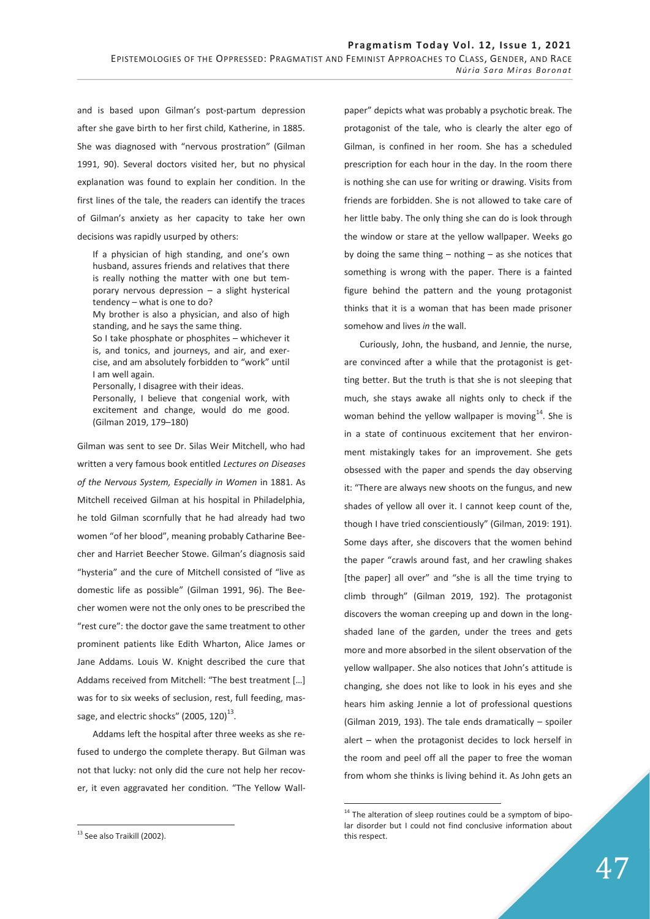and is based upon Gilman's post-partum depression after she gave birth to her first child, Katherine, in 1885. She was diagnosed with "nervous prostration" (Gilman 1991, 90). Several doctors visited her, but no physical explanation was found to explain her condition. In the first lines of the tale, the readers can identify the traces of Gilman's anxiety as her capacity to take her own decisions was rapidly usurped by others:

> If a physician of high standing, and one's own husband, assures friends and relatives that there is really nothing the matter with one but temporary nervous depression – a slight hysterical tendency – what is one to do?
> My brother is also a physician, and also of high standing, and he says the same thing.
> So I take phosphate or phosphites – whichever it is, and tonics, and journeys, and air, and exercise, and am absolutely forbidden to "work" until I am well again.
> Personally, I disagree with their ideas.
> Personally, I believe that congenial work, with excitement and change, would do me good. (Gilman 2019, 179–180)

Gilman was sent to see Dr. Silas Weir Mitchell, who had written a very famous book entitled *Lectures on Diseases of the Nervous System, Especially in Women* in 1881. As Mitchell received Gilman at his hospital in Philadelphia, he told Gilman scornfully that he had already had two women "of her blood", meaning probably Catharine Beecher and Harriet Beecher Stowe. Gilman's diagnosis said "hysteria" and the cure of Mitchell consisted of "live as domestic life as possible" (Gilman 1991, 96). The Beecher women were not the only ones to be prescribed the "rest cure": the doctor gave the same treatment to other prominent patients like Edith Wharton, Alice James or Jane Addams. Louis W. Knight described the cure that Addams received from Mitchell: "The best treatment […] was for to six weeks of seclusion, rest, full feeding, massage, and electric shocks" (2005, 120)[13].

Addams left the hospital after three weeks as she refused to undergo the complete therapy. But Gilman was not that lucky: not only did the cure not help her recover, it even aggravated her condition. "The Yellow Wallpaper" depicts what was probably a psychotic break. The protagonist of the tale, who is clearly the alter ego of Gilman, is confined in her room. She has a scheduled prescription for each hour in the day. In the room there is nothing she can use for writing or drawing. Visits from friends are forbidden. She is not allowed to take care of her little baby. The only thing she can do is look through the window or stare at the yellow wallpaper. Weeks go by doing the same thing – nothing – as she notices that something is wrong with the paper. There is a fainted figure behind the pattern and the young protagonist thinks that it is a woman that has been made prisoner somehow and lives *in* the wall.

Curiously, John, the husband, and Jennie, the nurse, are convinced after a while that the protagonist is getting better. But the truth is that she is not sleeping that much, she stays awake all nights only to check if the woman behind the yellow wallpaper is moving[14]. She is in a state of continuous excitement that her environment mistakingly takes for an improvement. She gets obsessed with the paper and spends the day observing it: "There are always new shoots on the fungus, and new shades of yellow all over it. I cannot keep count of the, though I have tried conscientiously" (Gilman, 2019: 191). Some days after, she discovers that the women behind the paper "crawls around fast, and her crawling shakes [the paper] all over" and "she is all the time trying to climb through" (Gilman 2019, 192). The protagonist discovers the woman creeping up and down in the long-shaded lane of the garden, under the trees and gets more and more absorbed in the silent observation of the yellow wallpaper. She also notices that John's attitude is changing, she does not like to look in his eyes and she hears him asking Jennie a lot of professional questions (Gilman 2019, 193). The tale ends dramatically – spoiler alert – when the protagonist decides to lock herself in the room and peel off all the paper to free the woman from whom she thinks is living behind it. As John gets an

---

[13] See also Traikill (2002).

[14] The alteration of sleep routines could be a symptom of bipolar disorder but I could not find conclusive information about this respect.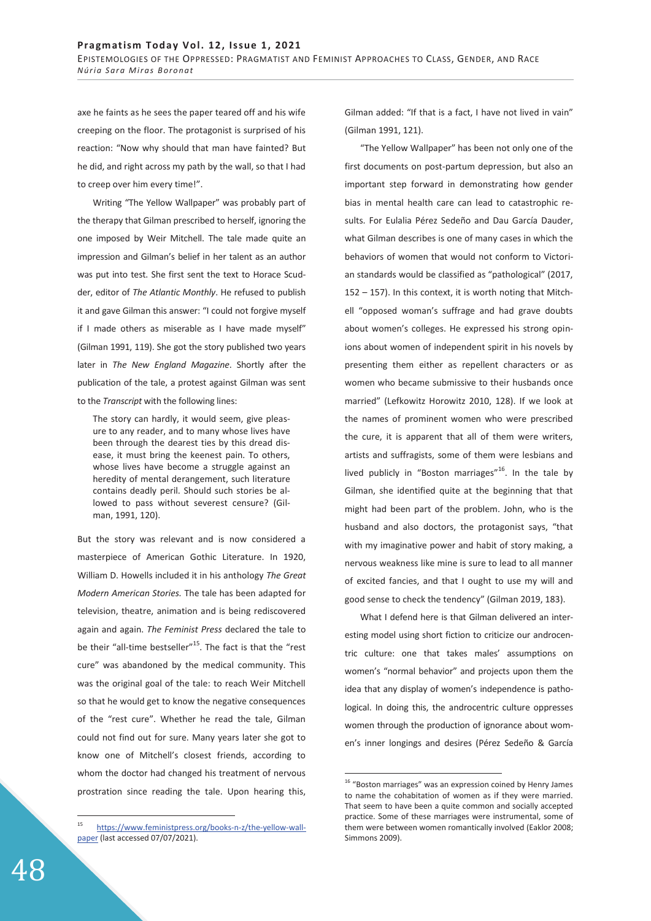axe he faints as he sees the paper teared off and his wife creeping on the floor. The protagonist is surprised of his reaction: "Now why should that man have fainted? But he did, and right across my path by the wall, so that I had to creep over him every time!".

Writing "The Yellow Wallpaper" was probably part of the therapy that Gilman prescribed to herself, ignoring the one imposed by Weir Mitchell. The tale made quite an impression and Gilman's belief in her talent as an author was put into test. She first sent the text to Horace Scudder, editor of *The Atlantic Monthly*. He refused to publish it and gave Gilman this answer: "I could not forgive myself if I made others as miserable as I have made myself" (Gilman 1991, 119). She got the story published two years later in *The New England Magazine*. Shortly after the publication of the tale, a protest against Gilman was sent to the *Transcript* with the following lines:

> The story can hardly, it would seem, give pleasure to any reader, and to many whose lives have been through the dearest ties by this dread disease, it must bring the keenest pain. To others, whose lives have become a struggle against an heredity of mental derangement, such literature contains deadly peril. Should such stories be allowed to pass without severest censure? (Gilman, 1991, 120).

But the story was relevant and is now considered a masterpiece of American Gothic Literature. In 1920, William D. Howells included it in his anthology *The Great Modern American Stories.* The tale has been adapted for television, theatre, animation and is being rediscovered again and again. *The Feminist Press* declared the tale to be their "all-time bestseller"[15]. The fact is that the "rest cure" was abandoned by the medical community. This was the original goal of the tale: to reach Weir Mitchell so that he would get to know the negative consequences of the "rest cure". Whether he read the tale, Gilman could not find out for sure. Many years later she got to know one of Mitchell's closest friends, according to whom the doctor had changed his treatment of nervous prostration since reading the tale. Upon hearing this, Gilman added: "If that is a fact, I have not lived in vain" (Gilman 1991, 121).

"The Yellow Wallpaper" has been not only one of the first documents on post-partum depression, but also an important step forward in demonstrating how gender bias in mental health care can lead to catastrophic results. For Eulalia Pérez Sedeño and Dau García Dauder, what Gilman describes is one of many cases in which the behaviors of women that would not conform to Victorian standards would be classified as "pathological" (2017, 152 – 157). In this context, it is worth noting that Mitchell "opposed woman's suffrage and had grave doubts about women's colleges. He expressed his strong opinions about women of independent spirit in his novels by presenting them either as repellent characters or as women who became submissive to their husbands once married" (Lefkowitz Horowitz 2010, 128). If we look at the names of prominent women who were prescribed the cure, it is apparent that all of them were writers, artists and suffragists, some of them were lesbians and lived publicly in "Boston marriages"[16]. In the tale by Gilman, she identified quite at the beginning that that might had been part of the problem. John, who is the husband and also doctors, the protagonist says, "that with my imaginative power and habit of story making, a nervous weakness like mine is sure to lead to all manner of excited fancies, and that I ought to use my will and good sense to check the tendency" (Gilman 2019, 183).

What I defend here is that Gilman delivered an interesting model using short fiction to criticize our androcentric culture: one that takes males' assumptions on women's "normal behavior" and projects upon them the idea that any display of women's independence is pathological. In doing this, the androcentric culture oppresses women through the production of ignorance about women's inner longings and desires (Pérez Sedeño & García

---

[15] https://www.feministpress.org/books-n-z/the-yellow-wall-paper (last accessed 07/07/2021).

[16] "Boston marriages" was an expression coined by Henry James to name the cohabitation of women as if they were married. That seem to have been a quite common and socially accepted practice. Some of these marriages were instrumental, some of them were between women romantically involved (Eaklor 2008; Simmons 2009).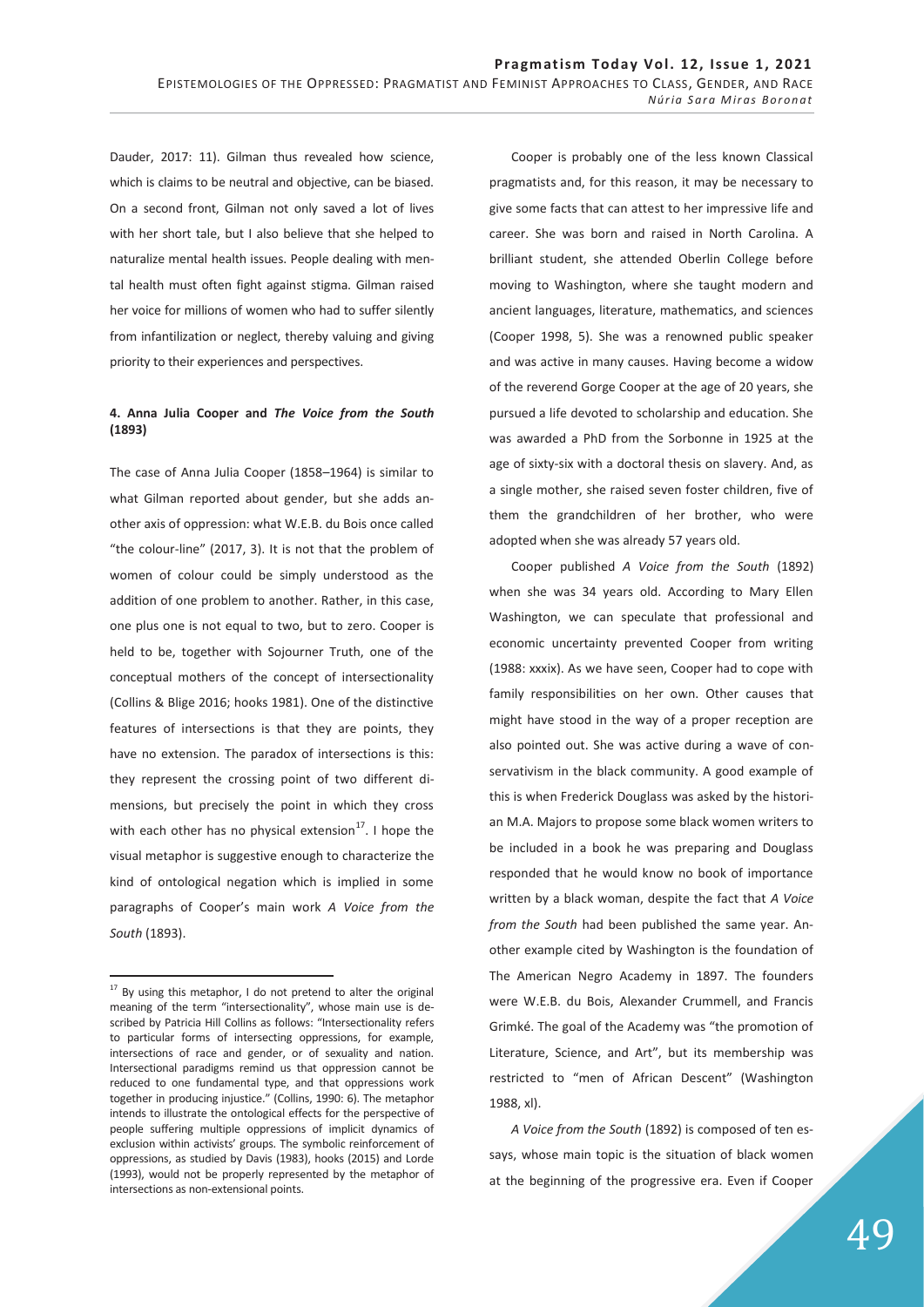Dauder, 2017: 11). Gilman thus revealed how science, which is claims to be neutral and objective, can be biased. On a second front, Gilman not only saved a lot of lives with her short tale, but I also believe that she helped to naturalize mental health issues. People dealing with mental health must often fight against stigma. Gilman raised her voice for millions of women who had to suffer silently from infantilization or neglect, thereby valuing and giving priority to their experiences and perspectives.

### 4. Anna Julia Cooper and *The Voice from the South* (1893)

The case of Anna Julia Cooper (1858–1964) is similar to what Gilman reported about gender, but she adds another axis of oppression: what W.E.B. du Bois once called "the colour-line" (2017, 3). It is not that the problem of women of colour could be simply understood as the addition of one problem to another. Rather, in this case, one plus one is not equal to two, but to zero. Cooper is held to be, together with Sojourner Truth, one of the conceptual mothers of the concept of intersectionality (Collins & Blige 2016; hooks 1981). One of the distinctive features of intersections is that they are points, they have no extension. The paradox of intersections is this: they represent the crossing point of two different dimensions, but precisely the point in which they cross with each other has no physical extension[17]. I hope the visual metaphor is suggestive enough to characterize the kind of ontological negation which is implied in some paragraphs of Cooper's main work *A Voice from the South* (1893).

Cooper is probably one of the less known Classical pragmatists and, for this reason, it may be necessary to give some facts that can attest to her impressive life and career. She was born and raised in North Carolina. A brilliant student, she attended Oberlin College before moving to Washington, where she taught modern and ancient languages, literature, mathematics, and sciences (Cooper 1998, 5). She was a renowned public speaker and was active in many causes. Having become a widow of the reverend Gorge Cooper at the age of 20 years, she pursued a life devoted to scholarship and education. She was awarded a PhD from the Sorbonne in 1925 at the age of sixty-six with a doctoral thesis on slavery. And, as a single mother, she raised seven foster children, five of them the grandchildren of her brother, who were adopted when she was already 57 years old.

Cooper published *A Voice from the South* (1892) when she was 34 years old. According to Mary Ellen Washington, we can speculate that professional and economic uncertainty prevented Cooper from writing (1988: xxxix). As we have seen, Cooper had to cope with family responsibilities on her own. Other causes that might have stood in the way of a proper reception are also pointed out. She was active during a wave of conservativism in the black community. A good example of this is when Frederick Douglass was asked by the historian M.A. Majors to propose some black women writers to be included in a book he was preparing and Douglass responded that he would know no book of importance written by a black woman, despite the fact that *A Voice from the South* had been published the same year. Another example cited by Washington is the foundation of The American Negro Academy in 1897. The founders were W.E.B. du Bois, Alexander Crummell, and Francis Grimké. The goal of the Academy was "the promotion of Literature, Science, and Art", but its membership was restricted to "men of African Descent" (Washington 1988, xl).

*A Voice from the South* (1892) is composed of ten essays, whose main topic is the situation of black women at the beginning of the progressive era. Even if Cooper

---

[17] By using this metaphor, I do not pretend to alter the original meaning of the term "intersectionality", whose main use is described by Patricia Hill Collins as follows: "Intersectionality refers to particular forms of intersecting oppressions, for example, intersections of race and gender, or of sexuality and nation. Intersectional paradigms remind us that oppression cannot be reduced to one fundamental type, and that oppressions work together in producing injustice." (Collins, 1990: 6). The metaphor intends to illustrate the ontological effects for the perspective of people suffering multiple oppressions of implicit dynamics of exclusion within activists' groups. The symbolic reinforcement of oppressions, as studied by Davis (1983), hooks (2015) and Lorde (1993), would not be properly represented by the metaphor of intersections as non-extensional points.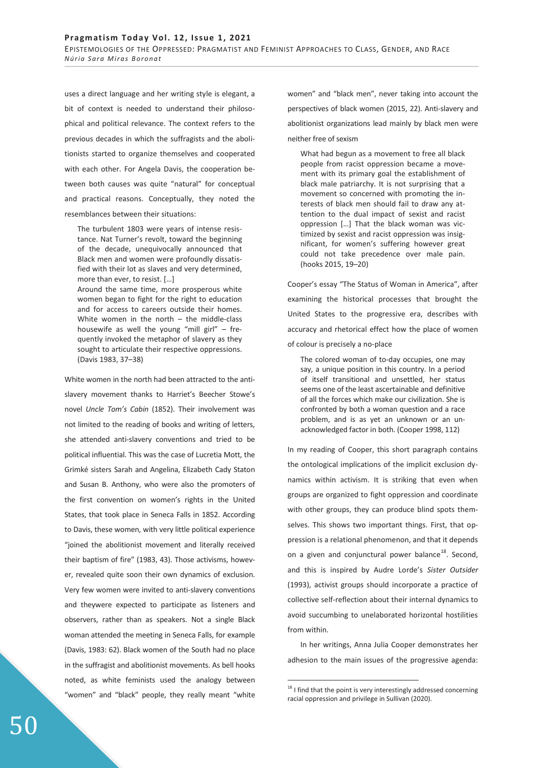uses a direct language and her writing style is elegant, a bit of context is needed to understand their philosophical and political relevance. The context refers to the previous decades in which the suffragists and the abolitionists started to organize themselves and cooperated with each other. For Angela Davis, the cooperation between both causes was quite "natural" for conceptual and practical reasons. Conceptually, they noted the resemblances between their situations:

> The turbulent 1803 were years of intense resistance. Nat Turner's revolt, toward the beginning of the decade, unequivocally announced that Black men and women were profoundly dissatisfied with their lot as slaves and very determined, more than ever, to resist. […]
> Around the same time, more prosperous white women began to fight for the right to education and for access to careers outside their homes. White women in the north – the middle-class housewife as well the young "mill girl" – frequently invoked the metaphor of slavery as they sought to articulate their respective oppressions. (Davis 1983, 37–38)

White women in the north had been attracted to the anti-slavery movement thanks to Harriet's Beecher Stowe's novel *Uncle Tom's Cabin* (1852). Their involvement was not limited to the reading of books and writing of letters, she attended anti-slavery conventions and tried to be political influential. This was the case of Lucretia Mott, the Grimké sisters Sarah and Angelina, Elizabeth Cady Staton and Susan B. Anthony, who were also the promoters of the first convention on women's rights in the United States, that took place in Seneca Falls in 1852. According to Davis, these women, with very little political experience "joined the abolitionist movement and literally received their baptism of fire" (1983, 43). Those activisms, however, revealed quite soon their own dynamics of exclusion. Very few women were invited to anti-slavery conventions and theywere expected to participate as listeners and observers, rather than as speakers. Not a single Black woman attended the meeting in Seneca Falls, for example (Davis, 1983: 62). Black women of the South had no place in the suffragist and abolitionist movements. As bell hooks noted, as white feminists used the analogy between "women" and "black" people, they really meant "white women" and "black men", never taking into account the perspectives of black women (2015, 22). Anti-slavery and abolitionist organizations lead mainly by black men were neither free of sexism

> What had begun as a movement to free all black people from racist oppression became a movement with its primary goal the establishment of black male patriarchy. It is not surprising that a movement so concerned with promoting the interests of black men should fail to draw any attention to the dual impact of sexist and racist oppression […] That the black woman was victimized by sexist and racist oppression was insignificant, for women's suffering however great could not take precedence over male pain. (hooks 2015, 19–20)

Cooper's essay "The Status of Woman in America", after examining the historical processes that brought the United States to the progressive era, describes with accuracy and rhetorical effect how the place of women of colour is precisely a no-place

> The colored woman of to-day occupies, one may say, a unique position in this country. In a period of itself transitional and unsettled, her status seems one of the least ascertainable and definitive of all the forces which make our civilization. She is confronted by both a woman question and a race problem, and is as yet an unknown or an unacknowledged factor in both. (Cooper 1998, 112)

In my reading of Cooper, this short paragraph contains the ontological implications of the implicit exclusion dynamics within activism. It is striking that even when groups are organized to fight oppression and coordinate with other groups, they can produce blind spots themselves. This shows two important things. First, that oppression is a relational phenomenon, and that it depends on a given and conjunctural power balance[18]. Second, and this is inspired by Audre Lorde's *Sister Outsider* (1993), activist groups should incorporate a practice of collective self-reflection about their internal dynamics to avoid succumbing to unelaborated horizontal hostilities from within.

In her writings, Anna Julia Cooper demonstrates her adhesion to the main issues of the progressive agenda:

[18] I find that the point is very interestingly addressed concerning racial oppression and privilege in Sullivan (2020).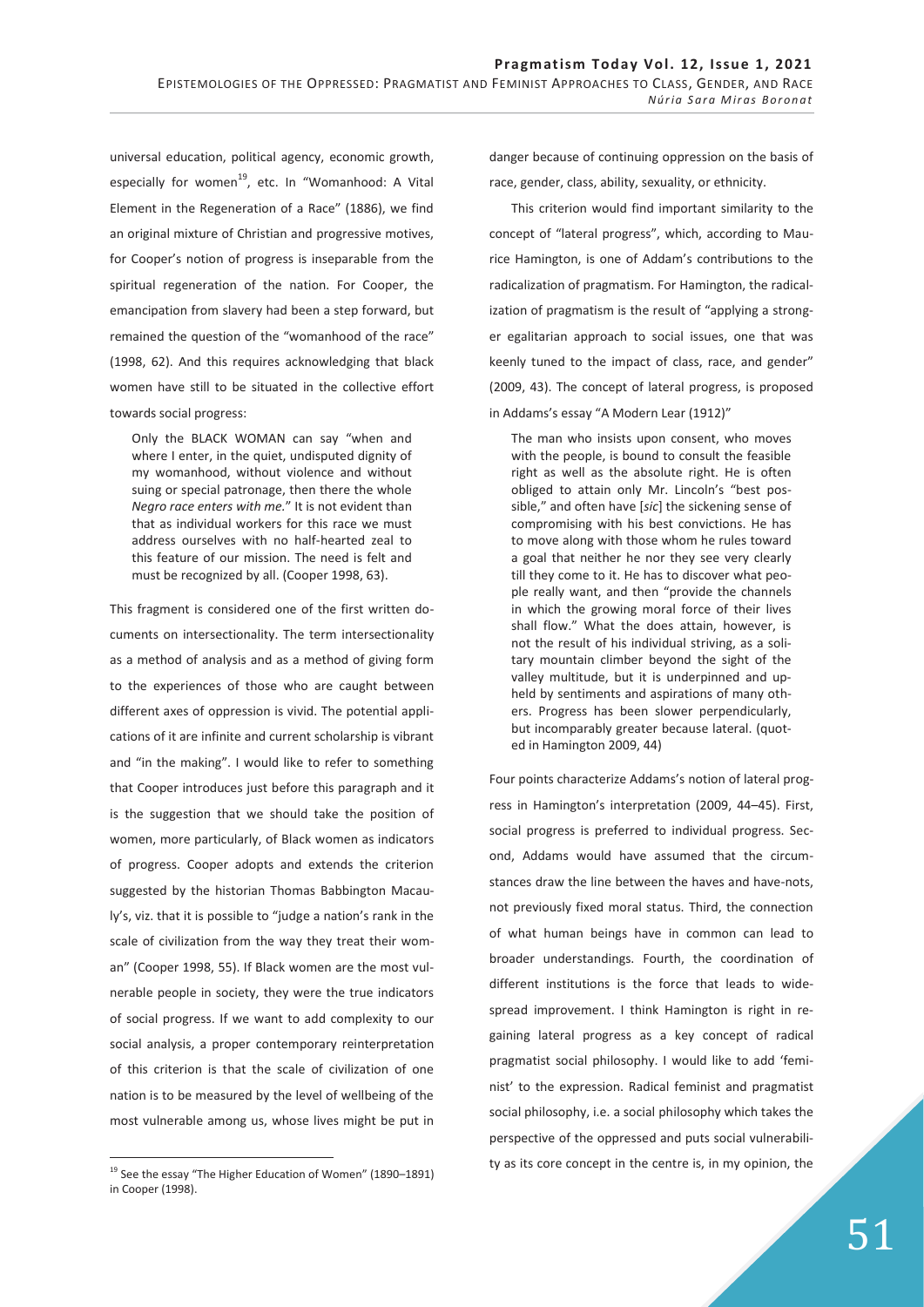universal education, political agency, economic growth, especially for women[19], etc. In "Womanhood: A Vital Element in the Regeneration of a Race" (1886), we find an original mixture of Christian and progressive motives, for Cooper's notion of progress is inseparable from the spiritual regeneration of the nation. For Cooper, the emancipation from slavery had been a step forward, but remained the question of the "womanhood of the race" (1998, 62). And this requires acknowledging that black women have still to be situated in the collective effort towards social progress:

> Only the BLACK WOMAN can say "when and where I enter, in the quiet, undisputed dignity of my womanhood, without violence and without suing or special patronage, then there the whole *Negro race enters with me.*" It is not evident than that as individual workers for this race we must address ourselves with no half-hearted zeal to this feature of our mission. The need is felt and must be recognized by all. (Cooper 1998, 63).

This fragment is considered one of the first written documents on intersectionality. The term intersectionality as a method of analysis and as a method of giving form to the experiences of those who are caught between different axes of oppression is vivid. The potential applications of it are infinite and current scholarship is vibrant and "in the making". I would like to refer to something that Cooper introduces just before this paragraph and it is the suggestion that we should take the position of women, more particularly, of Black women as indicators of progress. Cooper adopts and extends the criterion suggested by the historian Thomas Babbington Macauly's, viz. that it is possible to "judge a nation's rank in the scale of civilization from the way they treat their woman" (Cooper 1998, 55). If Black women are the most vulnerable people in society, they were the true indicators of social progress. If we want to add complexity to our social analysis, a proper contemporary reinterpretation of this criterion is that the scale of civilization of one nation is to be measured by the level of wellbeing of the most vulnerable among us, whose lives might be put in danger because of continuing oppression on the basis of race, gender, class, ability, sexuality, or ethnicity.

This criterion would find important similarity to the concept of "lateral progress", which, according to Maurice Hamington, is one of Addam's contributions to the radicalization of pragmatism. For Hamington, the radicalization of pragmatism is the result of "applying a stronger egalitarian approach to social issues, one that was keenly tuned to the impact of class, race, and gender" (2009, 43). The concept of lateral progress, is proposed in Addams's essay "A Modern Lear (1912)"

> The man who insists upon consent, who moves with the people, is bound to consult the feasible right as well as the absolute right. He is often obliged to attain only Mr. Lincoln's "best possible," and often have [*sic*] the sickening sense of compromising with his best convictions. He has to move along with those whom he rules toward a goal that neither he nor they see very clearly till they come to it. He has to discover what people really want, and then "provide the channels in which the growing moral force of their lives shall flow." What the does attain, however, is not the result of his individual striving, as a solitary mountain climber beyond the sight of the valley multitude, but it is underpinned and upheld by sentiments and aspirations of many others. Progress has been slower perpendicularly, but incomparably greater because lateral. (quoted in Hamington 2009, 44)

Four points characterize Addams's notion of lateral progress in Hamington's interpretation (2009, 44–45). First, social progress is preferred to individual progress. Second, Addams would have assumed that the circumstances draw the line between the haves and have-nots, not previously fixed moral status. Third, the connection of what human beings have in common can lead to broader understandings. Fourth, the coordination of different institutions is the force that leads to widespread improvement. I think Hamington is right in regaining lateral progress as a key concept of radical pragmatist social philosophy. I would like to add 'feminist' to the expression. Radical feminist and pragmatist social philosophy, i.e. a social philosophy which takes the perspective of the oppressed and puts social vulnerability as its core concept in the centre is, in my opinion, the

[19] See the essay "The Higher Education of Women" (1890–1891) in Cooper (1998).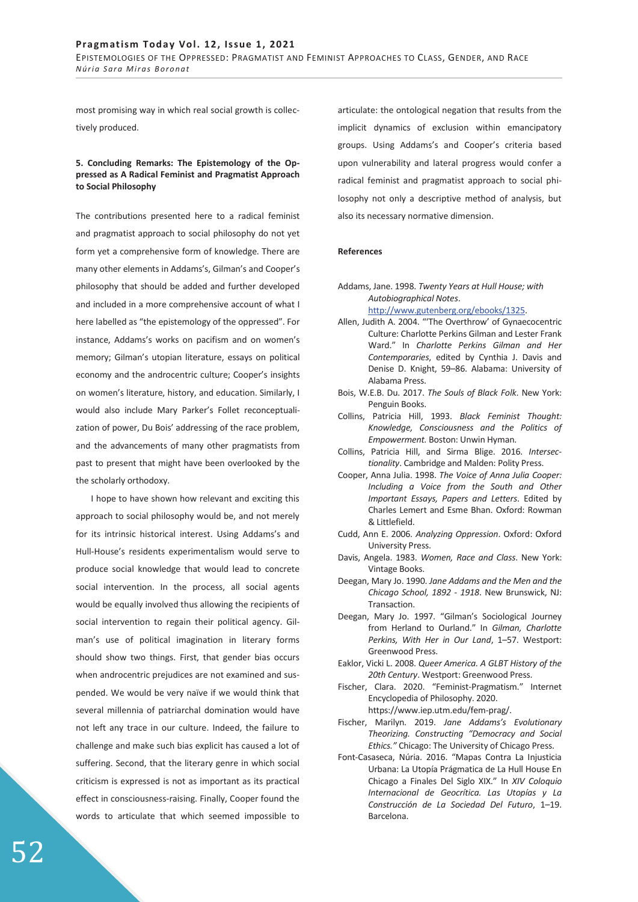most promising way in which real social growth is collectively produced.

## 5. Concluding Remarks: The Epistemology of the Oppressed as A Radical Feminist and Pragmatist Approach to Social Philosophy

The contributions presented here to a radical feminist and pragmatist approach to social philosophy do not yet form yet a comprehensive form of knowledge. There are many other elements in Addams's, Gilman's and Cooper's philosophy that should be added and further developed and included in a more comprehensive account of what I here labelled as "the epistemology of the oppressed". For instance, Addams's works on pacifism and on women's memory; Gilman's utopian literature, essays on political economy and the androcentric culture; Cooper's insights on women's literature, history, and education. Similarly, I would also include Mary Parker's Follet reconceptualization of power, Du Bois' addressing of the race problem, and the advancements of many other pragmatists from past to present that might have been overlooked by the the scholarly orthodoxy.

I hope to have shown how relevant and exciting this approach to social philosophy would be, and not merely for its intrinsic historical interest. Using Addams's and Hull-House's residents experimentalism would serve to produce social knowledge that would lead to concrete social intervention. In the process, all social agents would be equally involved thus allowing the recipients of social intervention to regain their political agency. Gilman's use of political imagination in literary forms should show two things. First, that gender bias occurs when androcentric prejudices are not examined and suspended. We would be very naïve if we would think that several millennia of patriarchal domination would have not left any trace in our culture. Indeed, the failure to challenge and make such bias explicit has caused a lot of suffering. Second, that the literary genre in which social criticism is expressed is not as important as its practical effect in consciousness-raising. Finally, Cooper found the words to articulate that which seemed impossible to articulate: the ontological negation that results from the implicit dynamics of exclusion within emancipatory groups. Using Addams's and Cooper's criteria based upon vulnerability and lateral progress would confer a radical feminist and pragmatist approach to social philosophy not only a descriptive method of analysis, but also its necessary normative dimension.

## References

Addams, Jane. 1998. *Twenty Years at Hull House; with Autobiographical Notes*. http://www.gutenberg.org/ebooks/1325.

Allen, Judith A. 2004. "'The Overthrow' of Gynaecocentric Culture: Charlotte Perkins Gilman and Lester Frank Ward." In *Charlotte Perkins Gilman and Her Contemporaries*, edited by Cynthia J. Davis and Denise D. Knight, 59–86. Alabama: University of Alabama Press.

Bois, W.E.B. Du. 2017. *The Souls of Black Folk*. New York: Penguin Books.

Collins, Patricia Hill, 1993. *Black Feminist Thought: Knowledge, Consciousness and the Politics of Empowerment.* Boston: Unwin Hyman.

Collins, Patricia Hill, and Sirma Blige. 2016. *Intersectionality*. Cambridge and Malden: Polity Press.

Cooper, Anna Julia. 1998. *The Voice of Anna Julia Cooper: Including a Voice from the South and Other Important Essays, Papers and Letters*. Edited by Charles Lemert and Esme Bhan. Oxford: Rowman & Littlefield.

Cudd, Ann E. 2006. *Analyzing Oppression*. Oxford: Oxford University Press.

Davis, Angela. 1983. *Women, Race and Class*. New York: Vintage Books.

Deegan, Mary Jo. 1990. *Jane Addams and the Men and the Chicago School, 1892 - 1918*. New Brunswick, NJ: Transaction.

Deegan, Mary Jo. 1997. "Gilman's Sociological Journey from Herland to Ourland." In *Gilman, Charlotte Perkins, With Her in Our Land*, 1–57. Westport: Greenwood Press.

Eaklor, Vicki L. 2008. *Queer America. A GLBT History of the 20th Century*. Westport: Greenwood Press.

Fischer, Clara. 2020. "Feminist-Pragmatism." Internet Encyclopedia of Philosophy. 2020. https://www.iep.utm.edu/fem-prag/.

Fischer, Marilyn. 2019. *Jane Addams's Evolutionary Theorizing. Constructing "Democracy and Social Ethics."* Chicago: The University of Chicago Press.

Font-Casaseca, Núria. 2016. "Mapas Contra La Injusticia Urbana: La Utopía Prágmatica de La Hull House En Chicago a Finales Del Siglo XIX." In *XIV Coloquio Internacional de Geocrítica. Las Utopías y La Construcción de La Sociedad Del Futuro*, 1–19. Barcelona.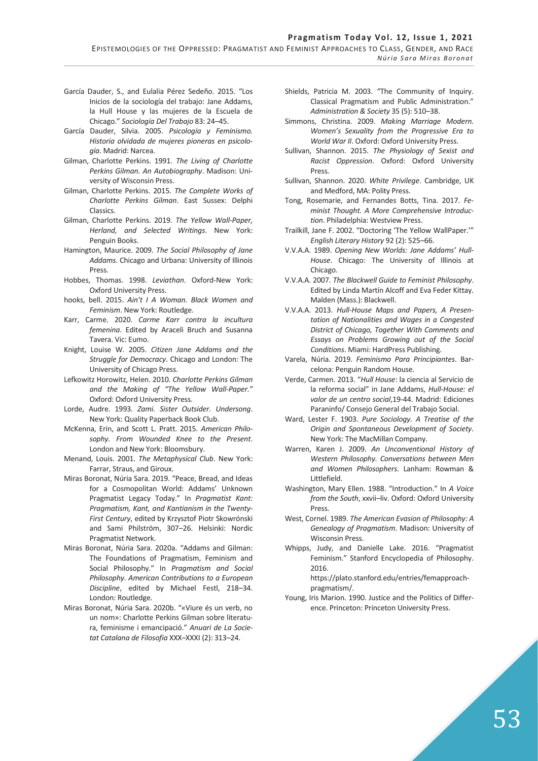García Dauder, S., and Eulalia Pérez Sedeño. 2015. "Los Inicios de la sociología del trabajo: Jane Addams, la Hull House y las mujeres de la Escuela de Chicago." *Sociología Del Trabajo* 83: 24–45.

García Dauder, Silvia. 2005. *Psicología y Feminismo. Historia olvidada de mujeres pioneras en psicología*. Madrid: Narcea.

Gilman, Charlotte Perkins. 1991. *The Living of Charlotte Perkins Gilman. An Autobiography*. Madison: University of Wisconsin Press.

Gilman, Charlotte Perkins. 2015. *The Complete Works of Charlotte Perkins Gilman*. East Sussex: Delphi Classics.

Gilman, Charlotte Perkins. 2019. *The Yellow Wall-Paper, Herland, and Selected Writings*. New York: Penguin Books.

Hamington, Maurice. 2009. *The Social Philosophy of Jane Addams*. Chicago and Urbana: University of Illinois Press.

Hobbes, Thomas. 1998. *Leviathan*. Oxford-New York: Oxford University Press.

hooks, bell. 2015. *Ain't I A Woman. Black Women and Feminism*. New York: Routledge.

Karr, Carme. 2020. *Carme Karr contra la incultura femenina*. Edited by Araceli Bruch and Susanna Tavera. Vic: Eumo.

Knight, Louise W. 2005. *Citizen Jane Addams and the Struggle for Democracy*. Chicago and London: The University of Chicago Press.

Lefkowitz Horowitz, Helen. 2010. *Charlotte Perkins Gilman and the Making of "The Yellow Wall-Paper."* Oxford: Oxford University Press.

Lorde, Audre. 1993. *Zami. Sister Outsider. Undersong*. New York: Quality Paperback Book Club.

McKenna, Erin, and Scott L. Pratt. 2015. *American Philosophy. From Wounded Knee to the Present*. London and New York: Bloomsbury.

Menand, Louis. 2001. *The Metaphysical Club*. New York: Farrar, Straus, and Giroux.

Miras Boronat, Núria Sara. 2019. "Peace, Bread, and Ideas for a Cosmopolitan World: Addams' Unknown Pragmatist Legacy Today." In *Pragmatist Kant: Pragmatism, Kant, and Kantianism in the Twenty-First Century*, edited by Krzysztof Piotr Skowrónski and Sami Philström, 307–26. Helsinki: Nordic Pragmatist Network.

Miras Boronat, Núria Sara. 2020a. "Addams and Gilman: The Foundations of Pragmatism, Feminism and Social Philosophy." In *Pragmatism and Social Philosophy. American Contributions to a European Discipline*, edited by Michael Festl, 218–34. London: Routledge.

Miras Boronat, Núria Sara. 2020b. "«Viure és un verb, no un nom»: Charlotte Perkins Gilman sobre literatura, feminisme i emancipació." *Anuari de La Societat Catalana de Filosofia* XXX–XXXI (2): 313–24.

Shields, Patricia M. 2003. "The Community of Inquiry. Classical Pragmatism and Public Administration." *Administration & Society* 35 (5): 510–38.

Simmons, Christina. 2009. *Making Marriage Modern. Women's Sexuality from the Progressive Era to World War II*. Oxford: Oxford University Press.

Sullivan, Shannon. 2015. *The Physiology of Sexist and Racist Oppression*. Oxford: Oxford University Press.

Sullivan, Shannon. 2020. *White Privilege*. Cambridge, UK and Medford, MA: Polity Press.

Tong, Rosemarie, and Fernandes Botts, Tina. 2017. *Feminist Thought. A More Comprehensive Introduction*. Philadelphia: Westview Press.

Trailkill, Jane F. 2002. "Doctoring 'The Yellow WallPaper.'" *English Literary History* 92 (2): 525–66.

V.V.A.A. 1989. *Opening New Worlds: Jane Addams' Hull-House*. Chicago: The University of Illinois at Chicago.

V.V.A.A. 2007. *The Blackwell Guide to Feminist Philosophy*. Edited by Linda Martín Alcoff and Eva Feder Kittay. Malden (Mass.): Blackwell.

V.V.A.A. 2013. *Hull-House Maps and Papers, A Presentation of Nationalities and Wages in a Congested District of Chicago, Together With Comments and Essays on Problems Growing out of the Social Conditions*. Miami: HardPress Publishing.

Varela, Núria. 2019. *Feminismo Para Principiantes*. Barcelona: Penguin Random House.

Verde, Carmen. 2013. "*Hull House*: la ciencia al Servicio de la reforma social" in Jane Addams, *Hull-House: el valor de un centro social*,19-44. Madrid: Ediciones Paraninfo/ Consejo General del Trabajo Social.

Ward, Lester F. 1903. *Pure Sociology. A Treatise of the Origin and Spontaneous Development of Society*. New York: The MacMillan Company.

Warren, Karen J. 2009. *An Unconventional History of Western Philosophy. Conversations between Men and Women Philosophers*. Lanham: Rowman & Littlefield.

Washington, Mary Ellen. 1988. "Introduction." In *A Voice from the South*, xxvii–liv. Oxford: Oxford University Press.

West, Cornel. 1989. *The American Evasion of Philosophy: A Genealogy of Pragmatism*. Madison: University of Wisconsin Press.

Whipps, Judy, and Danielle Lake. 2016. "Pragmatist Feminism." Stanford Encyclopedia of Philosophy. 2016. https://plato.stanford.edu/entries/femapproach-pragmatism/.

Young, Iris Marion. 1990. Justice and the Politics of Difference. Princeton: Princeton University Press.